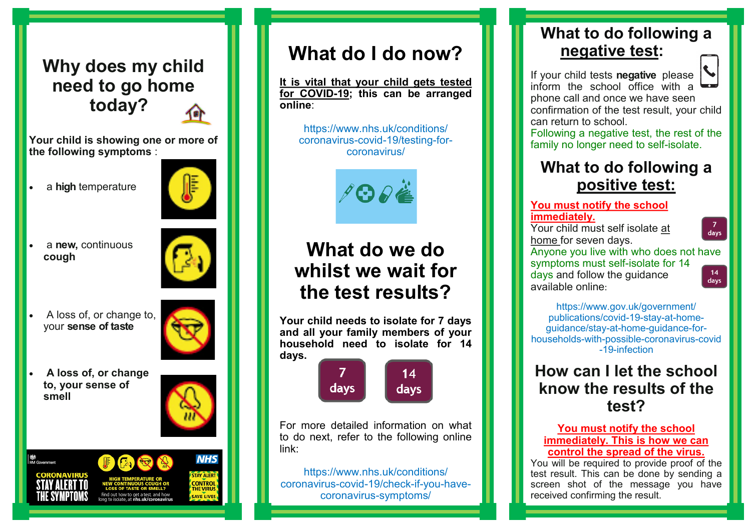# Why does my child need to go home today?

**Your child is showing one or more of the following symptoms** :

- a **high** temperature
- a **new,** continuous **cough**
- A loss of, or change to, your **sense of taste**
- **A loss of, or change to, your sense of smell**

HM Government

CORONAVIRUS
STAY ALERT TO THE SYMPTOMS

HIGH TEMPERATURE OR NEW CONTINUOUS COUGH OR LOSS OF TASTE OR SMELL?

Find out how to get a test, and how long to isolate, at **nhs.uk/coronavirus**

NHS

STAY ALERT
CONTROL THE VIRUS
SAVE LIVES

# What do I do now?

**It is vital that your child gets tested for COVID-19; this can be arranged online**:

https://www.nhs.uk/conditions/coronavirus-covid-19/testing-for-coronavirus/

# What do we do whilst we wait for the test results?

**Your child needs to isolate for 7 days and all your family members of your household need to isolate for 14 days.**

7 days

14 days

For more detailed information on what to do next, refer to the following online link:

https://www.nhs.uk/conditions/coronavirus-covid-19/check-if-you-have-coronavirus-symptoms/

# What to do following a negative test:

If your child tests **negative** please inform the school office with a phone call and once we have seen confirmation of the test result, your child can return to school.

Following a negative test, the rest of the family no longer need to self-isolate.

# What to do following a positive test:

**You must notify the school immediately.**

Your child must self isolate at home for seven days.

7 days

Anyone you live with who does not have symptoms must self-isolate for 14 days and follow the guidance available online:

14 days

https://www.gov.uk/government/publications/covid-19-stay-at-home-guidance/stay-at-home-guidance-for-households-with-possible-coronavirus-covid-19-infection

# How can I let the school know the results of the test?

**You must notify the school immediately. This is how we can control the spread of the virus.**

You will be required to provide proof of the test result. This can be done by sending a screen shot of the message you have received confirming the result.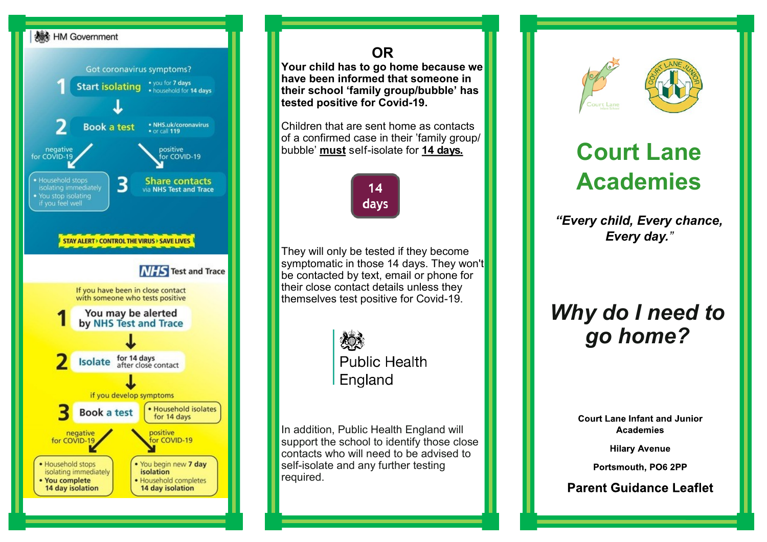HM Government

Got coronavirus symptoms?

1 Start isolating
- you for 7 days
- household for 14 days

2 Book a test
- NHS.uk/coronavirus
- or call 119

negative for COVID-19
- Household stops isolating immediately
- You stop isolating if you feel well

positive for COVID-19

3 Share contacts via NHS Test and Trace

STAY ALERT › CONTROL THE VIRUS › SAVE LIVES

NHS Test and Trace

If you have been in close contact with someone who tests positive

1 You may be alerted by NHS Test and Trace

2 Isolate for 14 days after close contact

if you develop symptoms

3 Book a test
- Household isolates for 14 days

negative for COVID-19
- Household stops isolating immediately
- You complete 14 day isolation

positive for COVID-19
- You begin new 7 day isolation
- Household completes 14 day isolation

## OR

**Your child has to go home because we have been informed that someone in their school 'family group/bubble' has tested positive for Covid-19.**

Children that are sent home as contacts of a confirmed case in their 'family group/ bubble' **must** self-isolate for **14 days.**

14 days

They will only be tested if they become symptomatic in those 14 days. They won't be contacted by text, email or phone for their close contact details unless they themselves test positive for Covid-19.

Public Health England

In addition, Public Health England will support the school to identify those close contacts who will need to be advised to self-isolate and any further testing required.

Court Lane Infant School

COURT LANE JUNIOR

# Court Lane Academies

***"Every child, Every chance, Every day."***

# *Why do I need to go home?*

**Court Lane Infant and Junior Academies**

**Hilary Avenue**

**Portsmouth, PO6 2PP**

**Parent Guidance Leaflet**